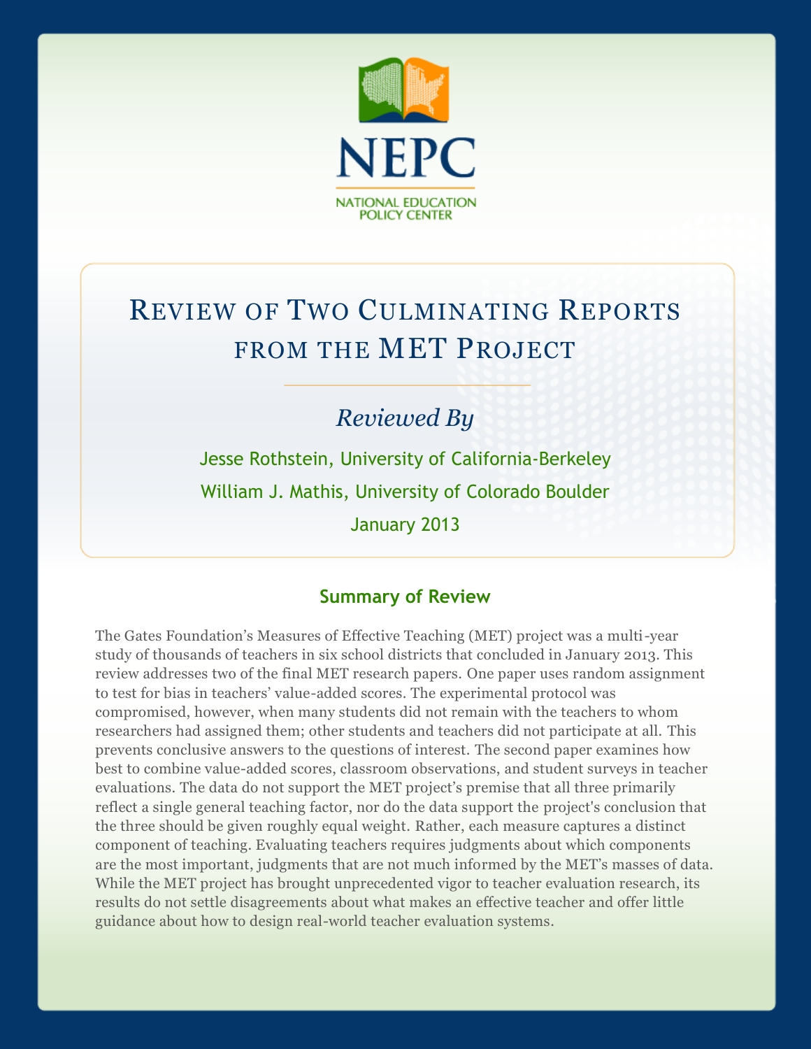NEPC

NATIONAL EDUCATION POLICY CENTER

# Review of Two Culminating Reports from the MET Project

*Reviewed By*

Jesse Rothstein, University of California-Berkeley

William J. Mathis, University of Colorado Boulder

January 2013

## Summary of Review

The Gates Foundation's Measures of Effective Teaching (MET) project was a multi-year study of thousands of teachers in six school districts that concluded in January 2013. This review addresses two of the final MET research papers. One paper uses random assignment to test for bias in teachers' value-added scores. The experimental protocol was compromised, however, when many students did not remain with the teachers to whom researchers had assigned them; other students and teachers did not participate at all. This prevents conclusive answers to the questions of interest. The second paper examines how best to combine value-added scores, classroom observations, and student surveys in teacher evaluations. The data do not support the MET project's premise that all three primarily reflect a single general teaching factor, nor do the data support the project's conclusion that the three should be given roughly equal weight. Rather, each measure captures a distinct component of teaching. Evaluating teachers requires judgments about which components are the most important, judgments that are not much informed by the MET's masses of data. While the MET project has brought unprecedented vigor to teacher evaluation research, its results do not settle disagreements about what makes an effective teacher and offer little guidance about how to design real-world teacher evaluation systems.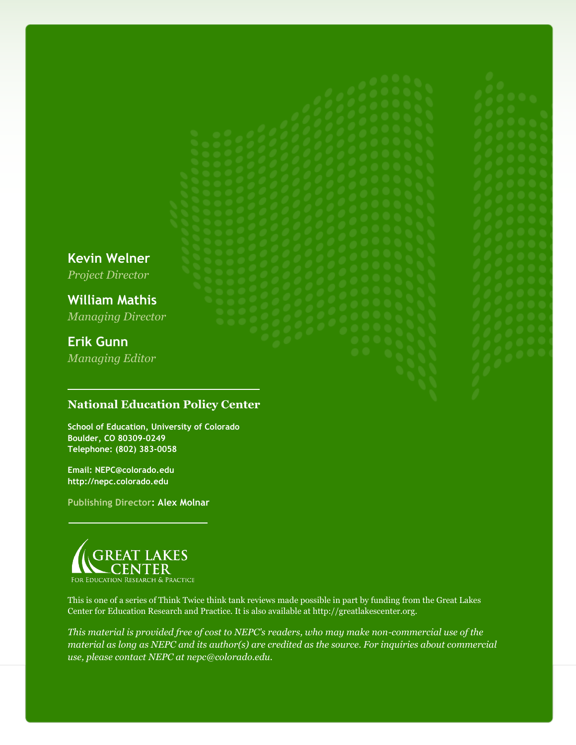**Kevin Welner**
*Project Director*

**William Mathis**
*Managing Director*

**Erik Gunn**
*Managing Editor*

---

**National Education Policy Center**

**School of Education, University of Colorado**
**Boulder, CO 80309-0249**
**Telephone: (802) 383-0058**

**Email: NEPC@colorado.edu**
**http://nepc.colorado.edu**

**Publishing Director: Alex Molnar**

---

GREAT LAKES CENTER
FOR EDUCATION RESEARCH & PRACTICE

This is one of a series of Think Twice think tank reviews made possible in part by funding from the Great Lakes Center for Education Research and Practice. It is also available at http://greatlakescenter.org.

*This material is provided free of cost to NEPC's readers, who may make non-commercial use of the material as long as NEPC and its author(s) are credited as the source. For inquiries about commercial use, please contact NEPC at nepc@colorado.edu.*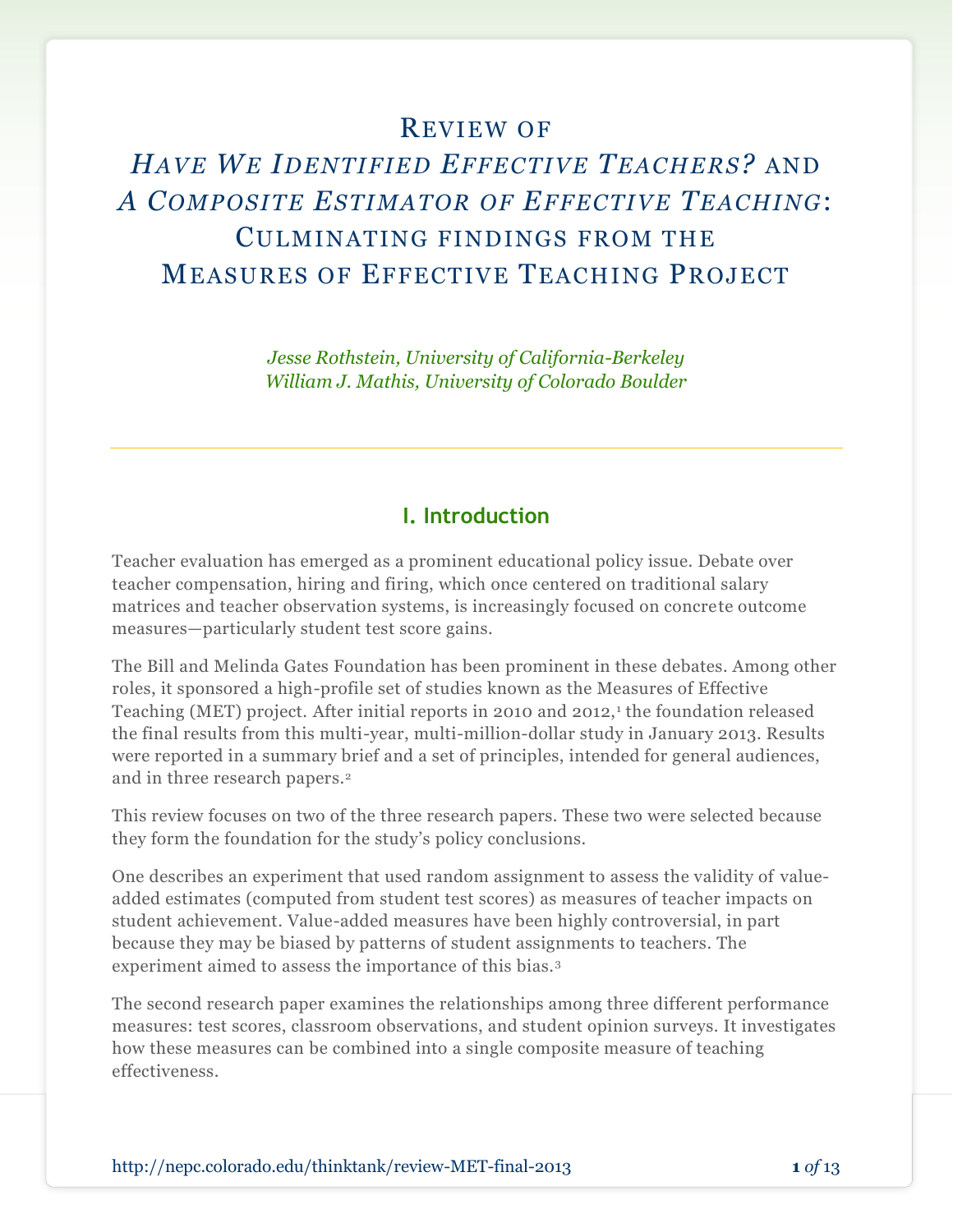# Review of *Have We Identified Effective Teachers?* and *A Composite Estimator of Effective Teaching*: Culminating findings from the Measures of Effective Teaching Project

*Jesse Rothstein, University of California-Berkeley*
*William J. Mathis, University of Colorado Boulder*

---

## I. Introduction

Teacher evaluation has emerged as a prominent educational policy issue. Debate over teacher compensation, hiring and firing, which once centered on traditional salary matrices and teacher observation systems, is increasingly focused on concrete outcome measures—particularly student test score gains.

The Bill and Melinda Gates Foundation has been prominent in these debates. Among other roles, it sponsored a high-profile set of studies known as the Measures of Effective Teaching (MET) project. After initial reports in 2010 and 2012,[1] the foundation released the final results from this multi-year, multi-million-dollar study in January 2013. Results were reported in a summary brief and a set of principles, intended for general audiences, and in three research papers.[2]

This review focuses on two of the three research papers. These two were selected because they form the foundation for the study's policy conclusions.

One describes an experiment that used random assignment to assess the validity of value-added estimates (computed from student test scores) as measures of teacher impacts on student achievement. Value-added measures have been highly controversial, in part because they may be biased by patterns of student assignments to teachers. The experiment aimed to assess the importance of this bias.[3]

The second research paper examines the relationships among three different performance measures: test scores, classroom observations, and student opinion surveys. It investigates how these measures can be combined into a single composite measure of teaching effectiveness.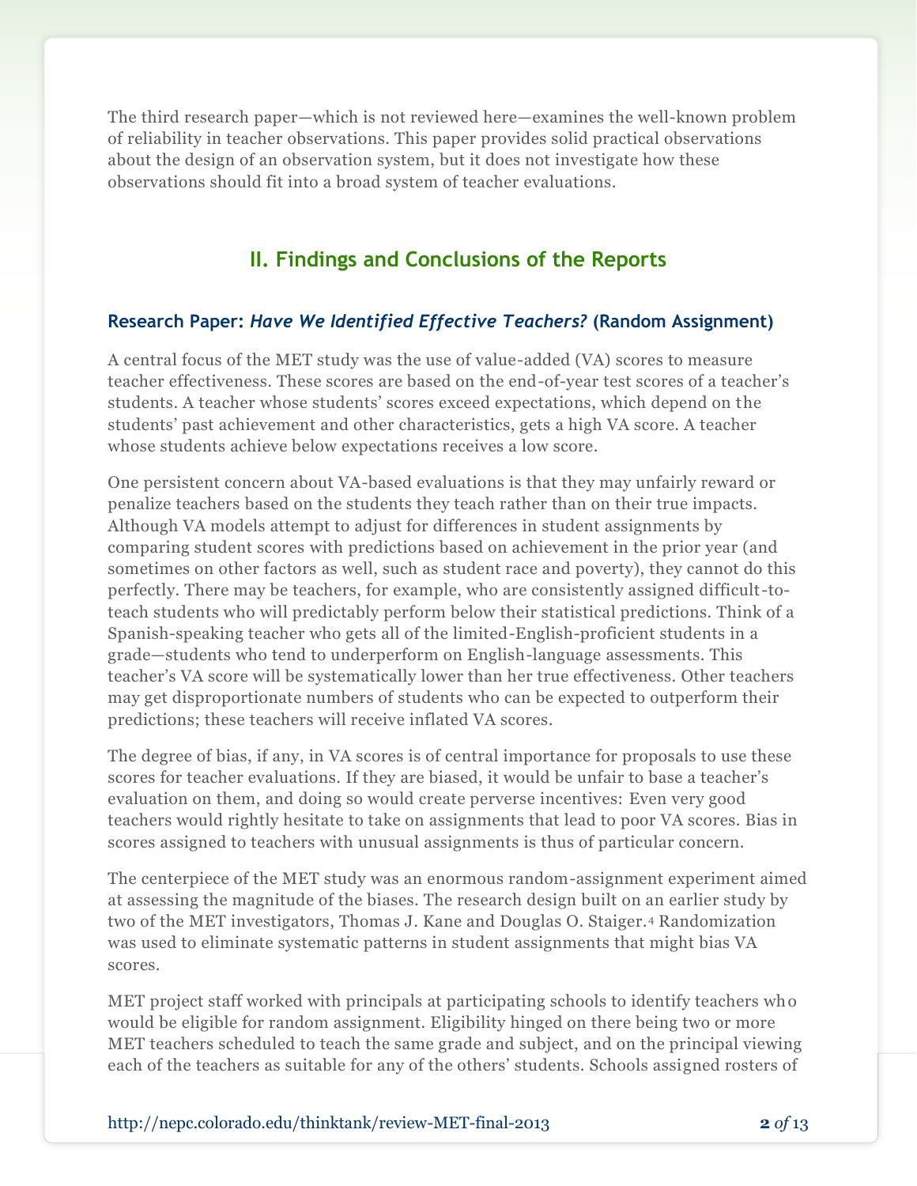The third research paper—which is not reviewed here—examines the well-known problem of reliability in teacher observations. This paper provides solid practical observations about the design of an observation system, but it does not investigate how these observations should fit into a broad system of teacher evaluations.

## II. Findings and Conclusions of the Reports

### Research Paper: *Have We Identified Effective Teachers?* (Random Assignment)

A central focus of the MET study was the use of value-added (VA) scores to measure teacher effectiveness. These scores are based on the end-of-year test scores of a teacher's students. A teacher whose students' scores exceed expectations, which depend on the students' past achievement and other characteristics, gets a high VA score. A teacher whose students achieve below expectations receives a low score.

One persistent concern about VA-based evaluations is that they may unfairly reward or penalize teachers based on the students they teach rather than on their true impacts. Although VA models attempt to adjust for differences in student assignments by comparing student scores with predictions based on achievement in the prior year (and sometimes on other factors as well, such as student race and poverty), they cannot do this perfectly. There may be teachers, for example, who are consistently assigned difficult-to-teach students who will predictably perform below their statistical predictions. Think of a Spanish-speaking teacher who gets all of the limited-English-proficient students in a grade—students who tend to underperform on English-language assessments. This teacher's VA score will be systematically lower than her true effectiveness. Other teachers may get disproportionate numbers of students who can be expected to outperform their predictions; these teachers will receive inflated VA scores.

The degree of bias, if any, in VA scores is of central importance for proposals to use these scores for teacher evaluations. If they are biased, it would be unfair to base a teacher's evaluation on them, and doing so would create perverse incentives: Even very good teachers would rightly hesitate to take on assignments that lead to poor VA scores. Bias in scores assigned to teachers with unusual assignments is thus of particular concern.

The centerpiece of the MET study was an enormous random-assignment experiment aimed at assessing the magnitude of the biases. The research design built on an earlier study by two of the MET investigators, Thomas J. Kane and Douglas O. Staiger.[4] Randomization was used to eliminate systematic patterns in student assignments that might bias VA scores.

MET project staff worked with principals at participating schools to identify teachers who would be eligible for random assignment. Eligibility hinged on there being two or more MET teachers scheduled to teach the same grade and subject, and on the principal viewing each of the teachers as suitable for any of the others' students. Schools assigned rosters of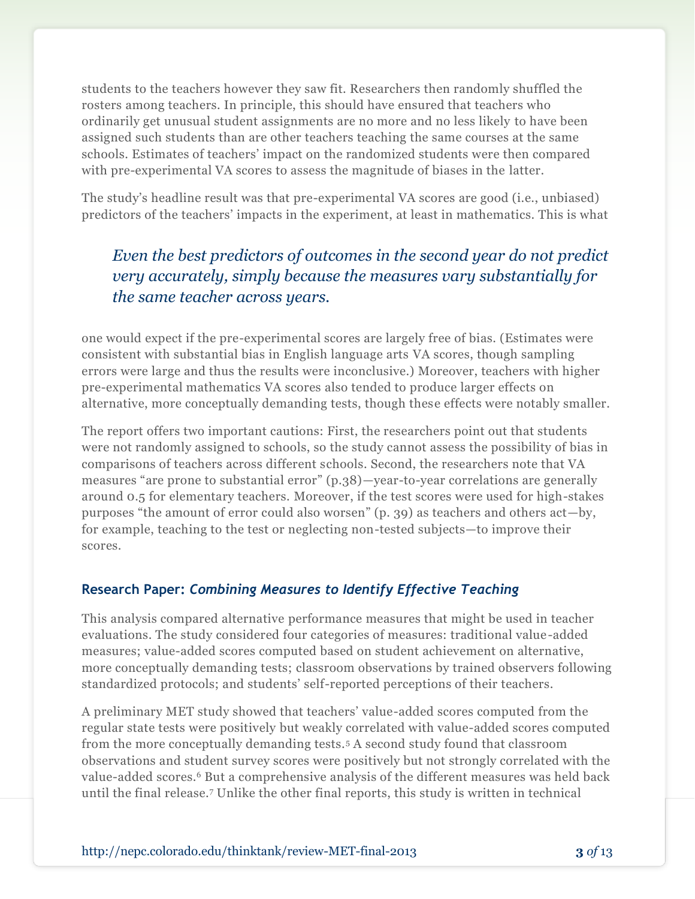students to the teachers however they saw fit. Researchers then randomly shuffled the rosters among teachers. In principle, this should have ensured that teachers who ordinarily get unusual student assignments are no more and no less likely to have been assigned such students than are other teachers teaching the same courses at the same schools. Estimates of teachers' impact on the randomized students were then compared with pre-experimental VA scores to assess the magnitude of biases in the latter.

The study's headline result was that pre-experimental VA scores are good (i.e., unbiased) predictors of the teachers' impacts in the experiment, at least in mathematics. This is what one would expect if the pre-experimental scores are largely free of bias. (Estimates were consistent with substantial bias in English language arts VA scores, though sampling errors were large and thus the results were inconclusive.) Moreover, teachers with higher pre-experimental mathematics VA scores also tended to produce larger effects on alternative, more conceptually demanding tests, though these effects were notably smaller.

> *Even the best predictors of outcomes in the second year do not predict very accurately, simply because the measures vary substantially for the same teacher across years.*

The report offers two important cautions: First, the researchers point out that students were not randomly assigned to schools, so the study cannot assess the possibility of bias in comparisons of teachers across different schools. Second, the researchers note that VA measures "are prone to substantial error" (p.38)—year-to-year correlations are generally around 0.5 for elementary teachers. Moreover, if the test scores were used for high-stakes purposes "the amount of error could also worsen" (p. 39) as teachers and others act—by, for example, teaching to the test or neglecting non-tested subjects—to improve their scores.

### Research Paper: *Combining Measures to Identify Effective Teaching*

This analysis compared alternative performance measures that might be used in teacher evaluations. The study considered four categories of measures: traditional value-added measures; value-added scores computed based on student achievement on alternative, more conceptually demanding tests; classroom observations by trained observers following standardized protocols; and students' self-reported perceptions of their teachers.

A preliminary MET study showed that teachers' value-added scores computed from the regular state tests were positively but weakly correlated with value-added scores computed from the more conceptually demanding tests.[5] A second study found that classroom observations and student survey scores were positively but not strongly correlated with the value-added scores.[6] But a comprehensive analysis of the different measures was held back until the final release.[7] Unlike the other final reports, this study is written in technical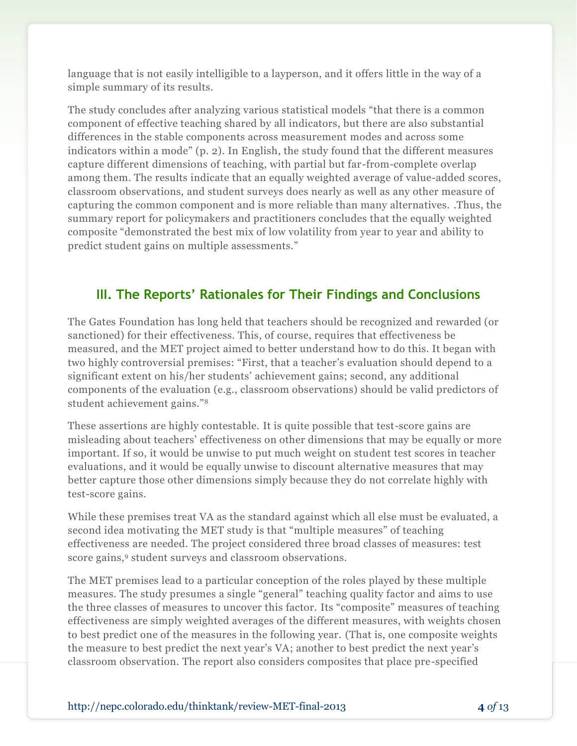language that is not easily intelligible to a layperson, and it offers little in the way of a simple summary of its results.

The study concludes after analyzing various statistical models "that there is a common component of effective teaching shared by all indicators, but there are also substantial differences in the stable components across measurement modes and across some indicators within a mode" (p. 2). In English, the study found that the different measures capture different dimensions of teaching, with partial but far-from-complete overlap among them. The results indicate that an equally weighted average of value-added scores, classroom observations, and student surveys does nearly as well as any other measure of capturing the common component and is more reliable than many alternatives. .Thus, the summary report for policymakers and practitioners concludes that the equally weighted composite "demonstrated the best mix of low volatility from year to year and ability to predict student gains on multiple assessments."

## III. The Reports' Rationales for Their Findings and Conclusions

The Gates Foundation has long held that teachers should be recognized and rewarded (or sanctioned) for their effectiveness. This, of course, requires that effectiveness be measured, and the MET project aimed to better understand how to do this. It began with two highly controversial premises: "First, that a teacher's evaluation should depend to a significant extent on his/her students' achievement gains; second, any additional components of the evaluation (e.g., classroom observations) should be valid predictors of student achievement gains."[8]

These assertions are highly contestable. It is quite possible that test-score gains are misleading about teachers' effectiveness on other dimensions that may be equally or more important. If so, it would be unwise to put much weight on student test scores in teacher evaluations, and it would be equally unwise to discount alternative measures that may better capture those other dimensions simply because they do not correlate highly with test-score gains.

While these premises treat VA as the standard against which all else must be evaluated, a second idea motivating the MET study is that "multiple measures" of teaching effectiveness are needed. The project considered three broad classes of measures: test score gains,[9] student surveys and classroom observations.

The MET premises lead to a particular conception of the roles played by these multiple measures. The study presumes a single "general" teaching quality factor and aims to use the three classes of measures to uncover this factor. Its "composite" measures of teaching effectiveness are simply weighted averages of the different measures, with weights chosen to best predict one of the measures in the following year. (That is, one composite weights the measure to best predict the next year's VA; another to best predict the next year's classroom observation. The report also considers composites that place pre-specified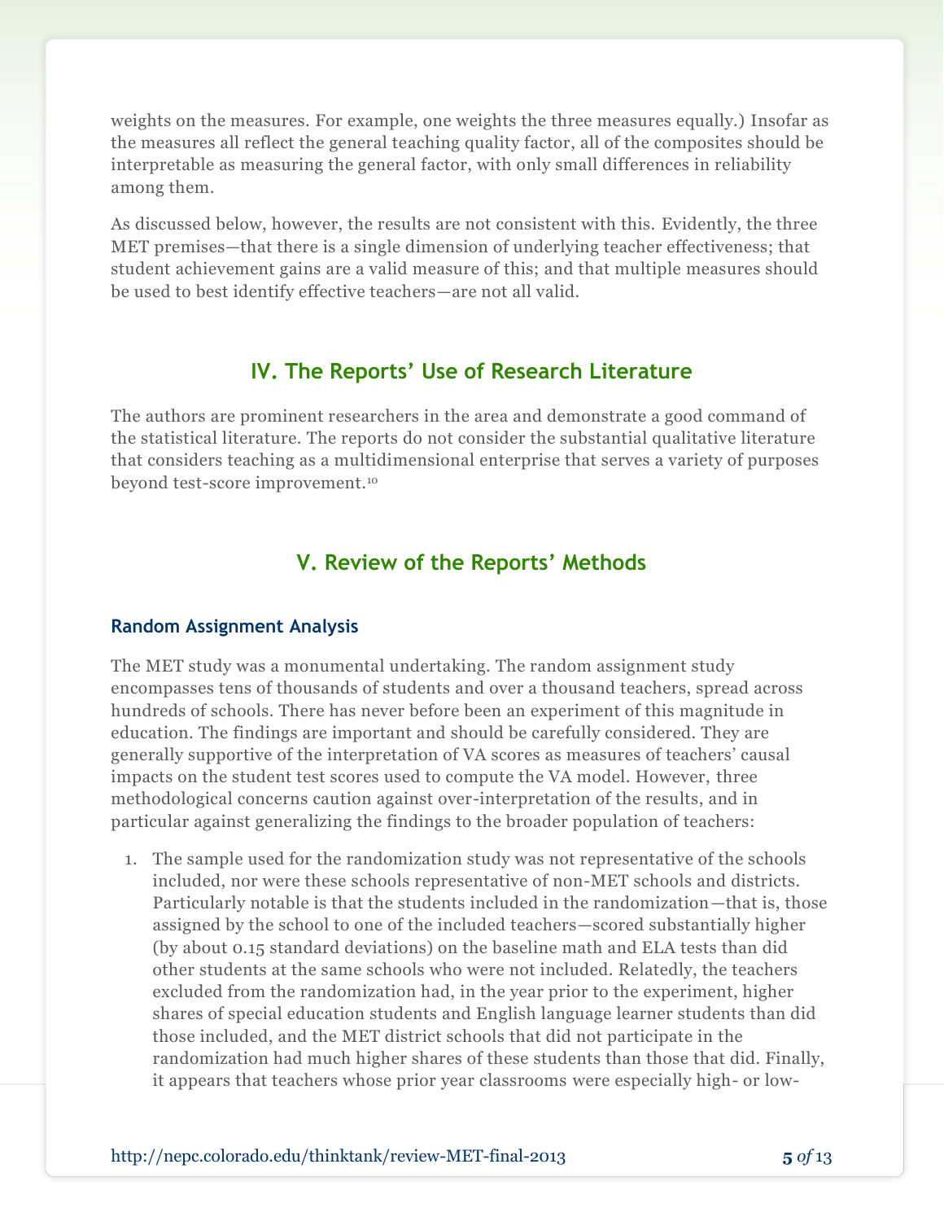weights on the measures. For example, one weights the three measures equally.) Insofar as the measures all reflect the general teaching quality factor, all of the composites should be interpretable as measuring the general factor, with only small differences in reliability among them.

As discussed below, however, the results are not consistent with this. Evidently, the three MET premises—that there is a single dimension of underlying teacher effectiveness; that student achievement gains are a valid measure of this; and that multiple measures should be used to best identify effective teachers—are not all valid.

## IV. The Reports' Use of Research Literature

The authors are prominent researchers in the area and demonstrate a good command of the statistical literature. The reports do not consider the substantial qualitative literature that considers teaching as a multidimensional enterprise that serves a variety of purposes beyond test-score improvement.[10]

## V. Review of the Reports' Methods

### Random Assignment Analysis

The MET study was a monumental undertaking. The random assignment study encompasses tens of thousands of students and over a thousand teachers, spread across hundreds of schools. There has never before been an experiment of this magnitude in education. The findings are important and should be carefully considered. They are generally supportive of the interpretation of VA scores as measures of teachers' causal impacts on the student test scores used to compute the VA model. However, three methodological concerns caution against over-interpretation of the results, and in particular against generalizing the findings to the broader population of teachers:

1. The sample used for the randomization study was not representative of the schools included, nor were these schools representative of non-MET schools and districts. Particularly notable is that the students included in the randomization—that is, those assigned by the school to one of the included teachers—scored substantially higher (by about 0.15 standard deviations) on the baseline math and ELA tests than did other students at the same schools who were not included. Relatedly, the teachers excluded from the randomization had, in the year prior to the experiment, higher shares of special education students and English language learner students than did those included, and the MET district schools that did not participate in the randomization had much higher shares of these students than those that did. Finally, it appears that teachers whose prior year classrooms were especially high- or low-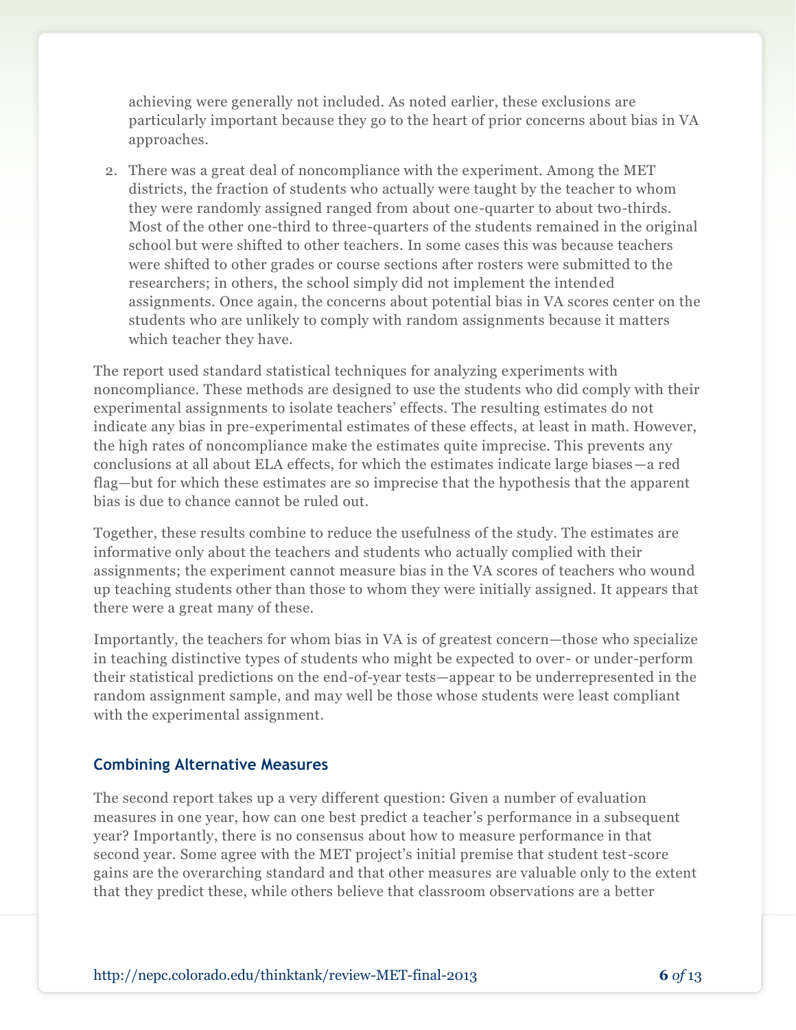achieving were generally not included. As noted earlier, these exclusions are particularly important because they go to the heart of prior concerns about bias in VA approaches.

2. There was a great deal of noncompliance with the experiment. Among the MET districts, the fraction of students who actually were taught by the teacher to whom they were randomly assigned ranged from about one-quarter to about two-thirds. Most of the other one-third to three-quarters of the students remained in the original school but were shifted to other teachers. In some cases this was because teachers were shifted to other grades or course sections after rosters were submitted to the researchers; in others, the school simply did not implement the intended assignments. Once again, the concerns about potential bias in VA scores center on the students who are unlikely to comply with random assignments because it matters which teacher they have.

The report used standard statistical techniques for analyzing experiments with noncompliance. These methods are designed to use the students who did comply with their experimental assignments to isolate teachers' effects. The resulting estimates do not indicate any bias in pre-experimental estimates of these effects, at least in math. However, the high rates of noncompliance make the estimates quite imprecise. This prevents any conclusions at all about ELA effects, for which the estimates indicate large biases—a red flag—but for which these estimates are so imprecise that the hypothesis that the apparent bias is due to chance cannot be ruled out.

Together, these results combine to reduce the usefulness of the study. The estimates are informative only about the teachers and students who actually complied with their assignments; the experiment cannot measure bias in the VA scores of teachers who wound up teaching students other than those to whom they were initially assigned. It appears that there were a great many of these.

Importantly, the teachers for whom bias in VA is of greatest concern—those who specialize in teaching distinctive types of students who might be expected to over- or under-perform their statistical predictions on the end-of-year tests—appear to be underrepresented in the random assignment sample, and may well be those whose students were least compliant with the experimental assignment.

### Combining Alternative Measures

The second report takes up a very different question: Given a number of evaluation measures in one year, how can one best predict a teacher's performance in a subsequent year? Importantly, there is no consensus about how to measure performance in that second year. Some agree with the MET project's initial premise that student test-score gains are the overarching standard and that other measures are valuable only to the extent that they predict these, while others believe that classroom observations are a better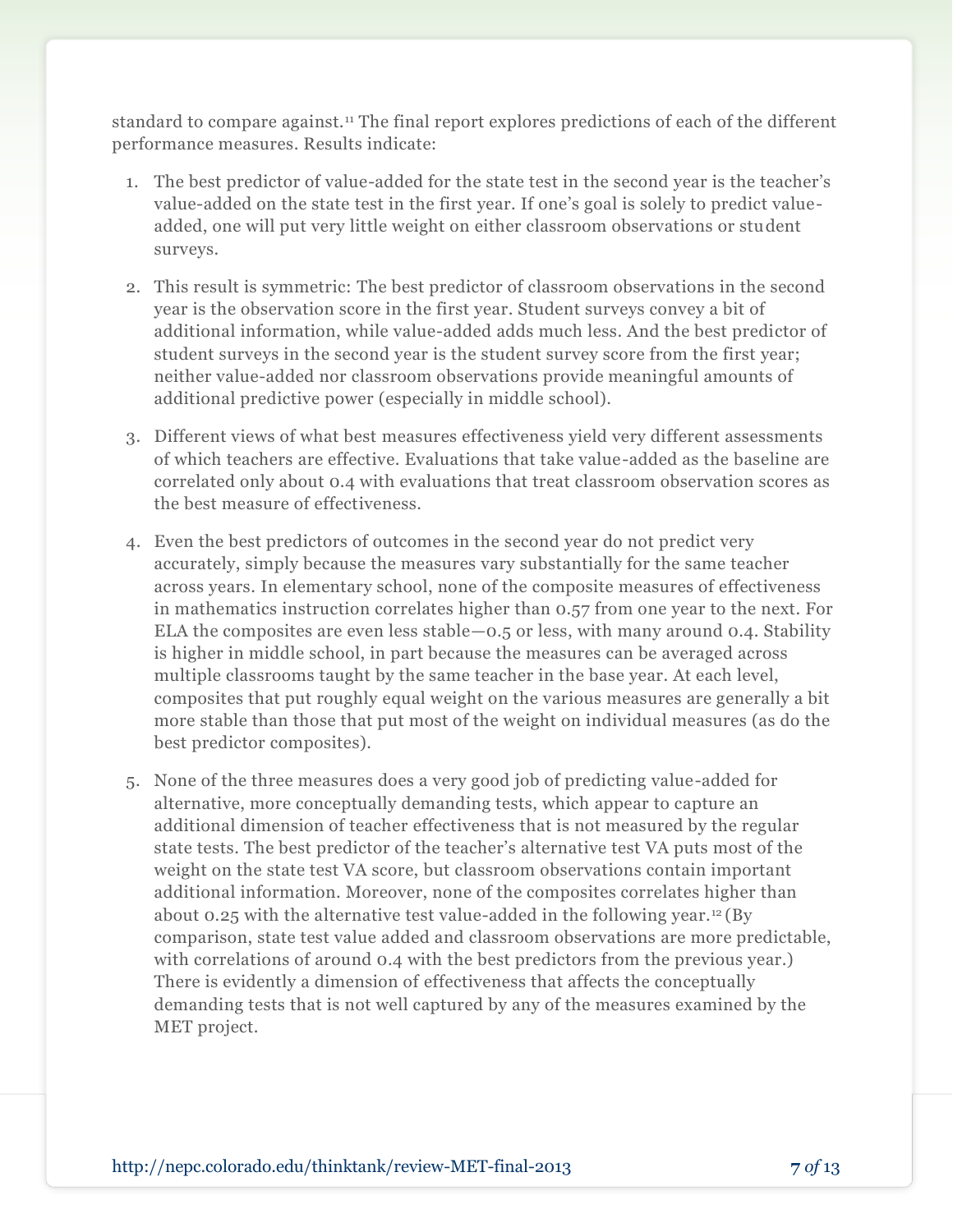standard to compare against.[11] The final report explores predictions of each of the different performance measures. Results indicate:

1. The best predictor of value-added for the state test in the second year is the teacher's value-added on the state test in the first year. If one's goal is solely to predict value-added, one will put very little weight on either classroom observations or student surveys.

2. This result is symmetric: The best predictor of classroom observations in the second year is the observation score in the first year. Student surveys convey a bit of additional information, while value-added adds much less. And the best predictor of student surveys in the second year is the student survey score from the first year; neither value-added nor classroom observations provide meaningful amounts of additional predictive power (especially in middle school).

3. Different views of what best measures effectiveness yield very different assessments of which teachers are effective. Evaluations that take value-added as the baseline are correlated only about 0.4 with evaluations that treat classroom observation scores as the best measure of effectiveness.

4. Even the best predictors of outcomes in the second year do not predict very accurately, simply because the measures vary substantially for the same teacher across years. In elementary school, none of the composite measures of effectiveness in mathematics instruction correlates higher than 0.57 from one year to the next. For ELA the composites are even less stable—0.5 or less, with many around 0.4. Stability is higher in middle school, in part because the measures can be averaged across multiple classrooms taught by the same teacher in the base year. At each level, composites that put roughly equal weight on the various measures are generally a bit more stable than those that put most of the weight on individual measures (as do the best predictor composites).

5. None of the three measures does a very good job of predicting value-added for alternative, more conceptually demanding tests, which appear to capture an additional dimension of teacher effectiveness that is not measured by the regular state tests. The best predictor of the teacher's alternative test VA puts most of the weight on the state test VA score, but classroom observations contain important additional information. Moreover, none of the composites correlates higher than about 0.25 with the alternative test value-added in the following year.[12] (By comparison, state test value added and classroom observations are more predictable, with correlations of around 0.4 with the best predictors from the previous year.) There is evidently a dimension of effectiveness that affects the conceptually demanding tests that is not well captured by any of the measures examined by the MET project.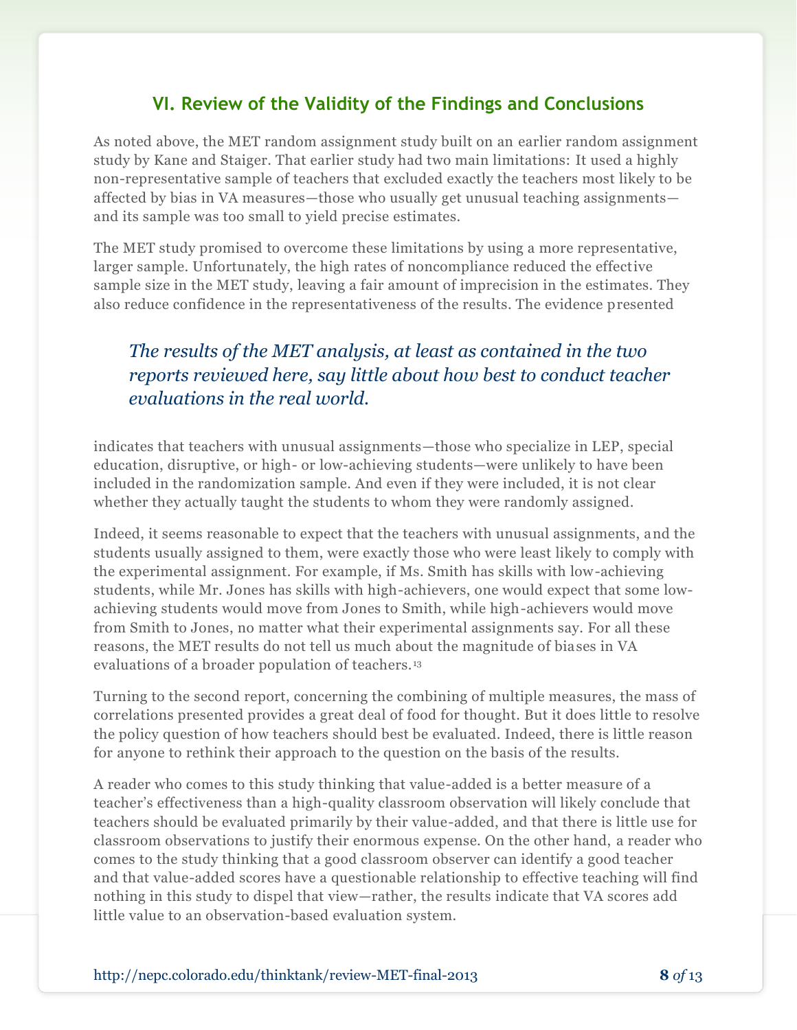## VI. Review of the Validity of the Findings and Conclusions

As noted above, the MET random assignment study built on an earlier random assignment study by Kane and Staiger. That earlier study had two main limitations: It used a highly non-representative sample of teachers that excluded exactly the teachers most likely to be affected by bias in VA measures—those who usually get unusual teaching assignments—and its sample was too small to yield precise estimates.

The MET study promised to overcome these limitations by using a more representative, larger sample. Unfortunately, the high rates of noncompliance reduced the effective sample size in the MET study, leaving a fair amount of imprecision in the estimates. They also reduce confidence in the representativeness of the results. The evidence presented indicates that teachers with unusual assignments—those who specialize in LEP, special education, disruptive, or high- or low-achieving students—were unlikely to have been included in the randomization sample. And even if they were included, it is not clear whether they actually taught the students to whom they were randomly assigned.

> *The results of the MET analysis, at least as contained in the two reports reviewed here, say little about how best to conduct teacher evaluations in the real world.*

Indeed, it seems reasonable to expect that the teachers with unusual assignments, and the students usually assigned to them, were exactly those who were least likely to comply with the experimental assignment. For example, if Ms. Smith has skills with low-achieving students, while Mr. Jones has skills with high-achievers, one would expect that some low-achieving students would move from Jones to Smith, while high-achievers would move from Smith to Jones, no matter what their experimental assignments say. For all these reasons, the MET results do not tell us much about the magnitude of biases in VA evaluations of a broader population of teachers.[13]

Turning to the second report, concerning the combining of multiple measures, the mass of correlations presented provides a great deal of food for thought. But it does little to resolve the policy question of how teachers should best be evaluated. Indeed, there is little reason for anyone to rethink their approach to the question on the basis of the results.

A reader who comes to this study thinking that value-added is a better measure of a teacher's effectiveness than a high-quality classroom observation will likely conclude that teachers should be evaluated primarily by their value-added, and that there is little use for classroom observations to justify their enormous expense. On the other hand, a reader who comes to the study thinking that a good classroom observer can identify a good teacher and that value-added scores have a questionable relationship to effective teaching will find nothing in this study to dispel that view—rather, the results indicate that VA scores add little value to an observation-based evaluation system.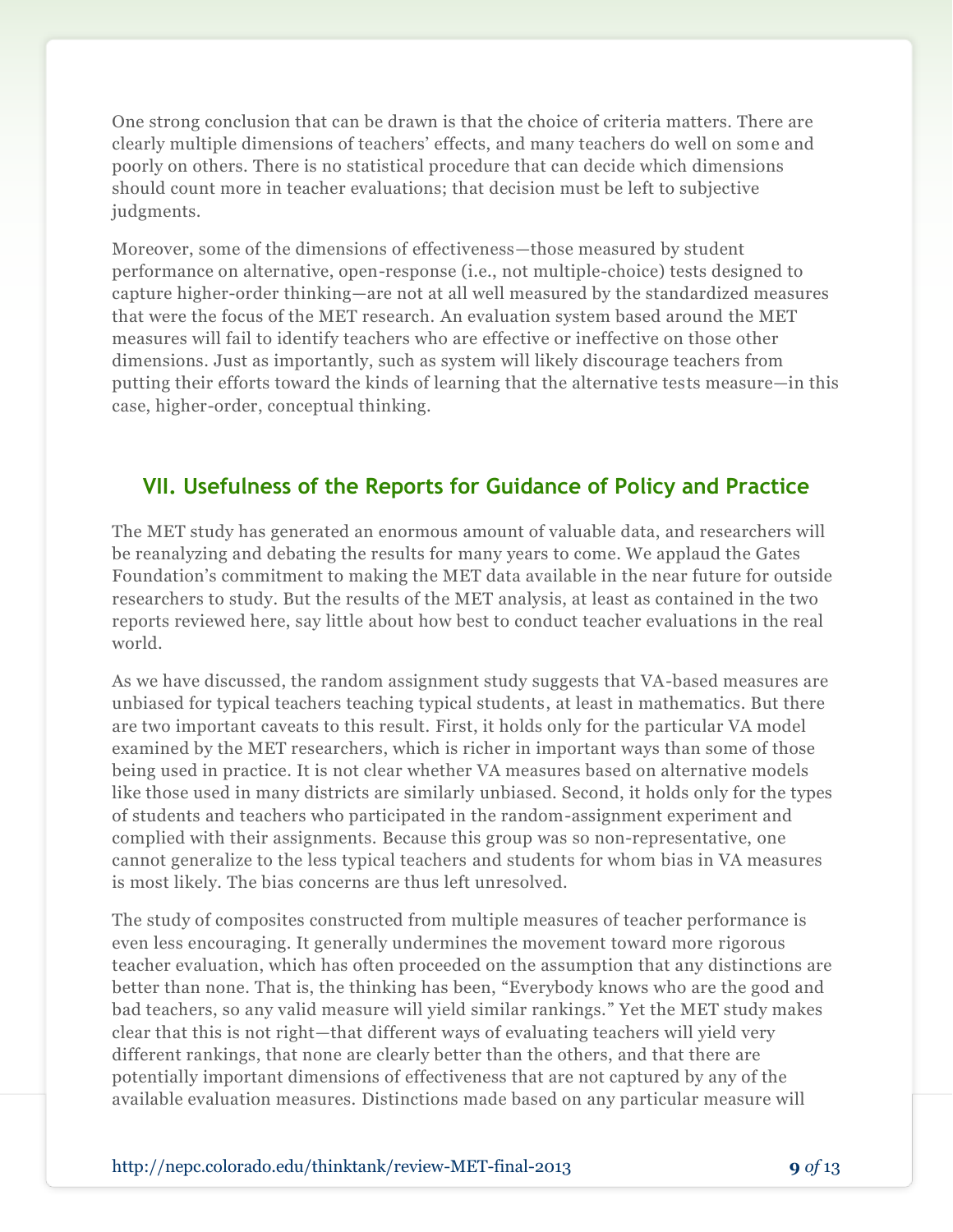One strong conclusion that can be drawn is that the choice of criteria matters. There are clearly multiple dimensions of teachers' effects, and many teachers do well on some and poorly on others. There is no statistical procedure that can decide which dimensions should count more in teacher evaluations; that decision must be left to subjective judgments.

Moreover, some of the dimensions of effectiveness—those measured by student performance on alternative, open-response (i.e., not multiple-choice) tests designed to capture higher-order thinking—are not at all well measured by the standardized measures that were the focus of the MET research. An evaluation system based around the MET measures will fail to identify teachers who are effective or ineffective on those other dimensions. Just as importantly, such as system will likely discourage teachers from putting their efforts toward the kinds of learning that the alternative tests measure—in this case, higher-order, conceptual thinking.

## VII. Usefulness of the Reports for Guidance of Policy and Practice

The MET study has generated an enormous amount of valuable data, and researchers will be reanalyzing and debating the results for many years to come. We applaud the Gates Foundation's commitment to making the MET data available in the near future for outside researchers to study. But the results of the MET analysis, at least as contained in the two reports reviewed here, say little about how best to conduct teacher evaluations in the real world.

As we have discussed, the random assignment study suggests that VA-based measures are unbiased for typical teachers teaching typical students, at least in mathematics. But there are two important caveats to this result. First, it holds only for the particular VA model examined by the MET researchers, which is richer in important ways than some of those being used in practice. It is not clear whether VA measures based on alternative models like those used in many districts are similarly unbiased. Second, it holds only for the types of students and teachers who participated in the random-assignment experiment and complied with their assignments. Because this group was so non-representative, one cannot generalize to the less typical teachers and students for whom bias in VA measures is most likely. The bias concerns are thus left unresolved.

The study of composites constructed from multiple measures of teacher performance is even less encouraging. It generally undermines the movement toward more rigorous teacher evaluation, which has often proceeded on the assumption that any distinctions are better than none. That is, the thinking has been, "Everybody knows who are the good and bad teachers, so any valid measure will yield similar rankings." Yet the MET study makes clear that this is not right—that different ways of evaluating teachers will yield very different rankings, that none are clearly better than the others, and that there are potentially important dimensions of effectiveness that are not captured by any of the available evaluation measures. Distinctions made based on any particular measure will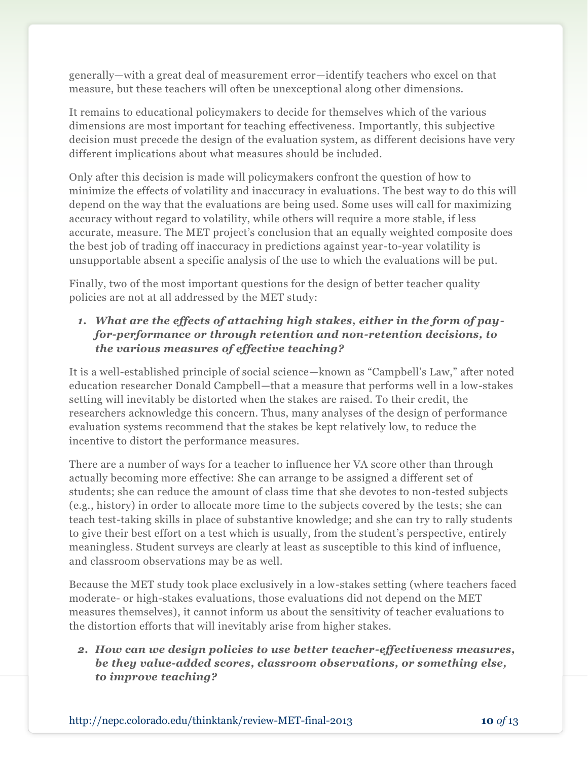generally—with a great deal of measurement error—identify teachers who excel on that measure, but these teachers will often be unexceptional along other dimensions.

It remains to educational policymakers to decide for themselves which of the various dimensions are most important for teaching effectiveness. Importantly, this subjective decision must precede the design of the evaluation system, as different decisions have very different implications about what measures should be included.

Only after this decision is made will policymakers confront the question of how to minimize the effects of volatility and inaccuracy in evaluations. The best way to do this will depend on the way that the evaluations are being used. Some uses will call for maximizing accuracy without regard to volatility, while others will require a more stable, if less accurate, measure. The MET project's conclusion that an equally weighted composite does the best job of trading off inaccuracy in predictions against year-to-year volatility is unsupportable absent a specific analysis of the use to which the evaluations will be put.

Finally, two of the most important questions for the design of better teacher quality policies are not at all addressed by the MET study:

1. ***What are the effects of attaching high stakes, either in the form of pay-for-performance or through retention and non-retention decisions, to the various measures of effective teaching?***

It is a well-established principle of social science—known as "Campbell's Law," after noted education researcher Donald Campbell—that a measure that performs well in a low-stakes setting will inevitably be distorted when the stakes are raised. To their credit, the researchers acknowledge this concern. Thus, many analyses of the design of performance evaluation systems recommend that the stakes be kept relatively low, to reduce the incentive to distort the performance measures.

There are a number of ways for a teacher to influence her VA score other than through actually becoming more effective: She can arrange to be assigned a different set of students; she can reduce the amount of class time that she devotes to non-tested subjects (e.g., history) in order to allocate more time to the subjects covered by the tests; she can teach test-taking skills in place of substantive knowledge; and she can try to rally students to give their best effort on a test which is usually, from the student's perspective, entirely meaningless. Student surveys are clearly at least as susceptible to this kind of influence, and classroom observations may be as well.

Because the MET study took place exclusively in a low-stakes setting (where teachers faced moderate- or high-stakes evaluations, those evaluations did not depend on the MET measures themselves), it cannot inform us about the sensitivity of teacher evaluations to the distortion efforts that will inevitably arise from higher stakes.

2. ***How can we design policies to use better teacher-effectiveness measures, be they value-added scores, classroom observations, or something else, to improve teaching?***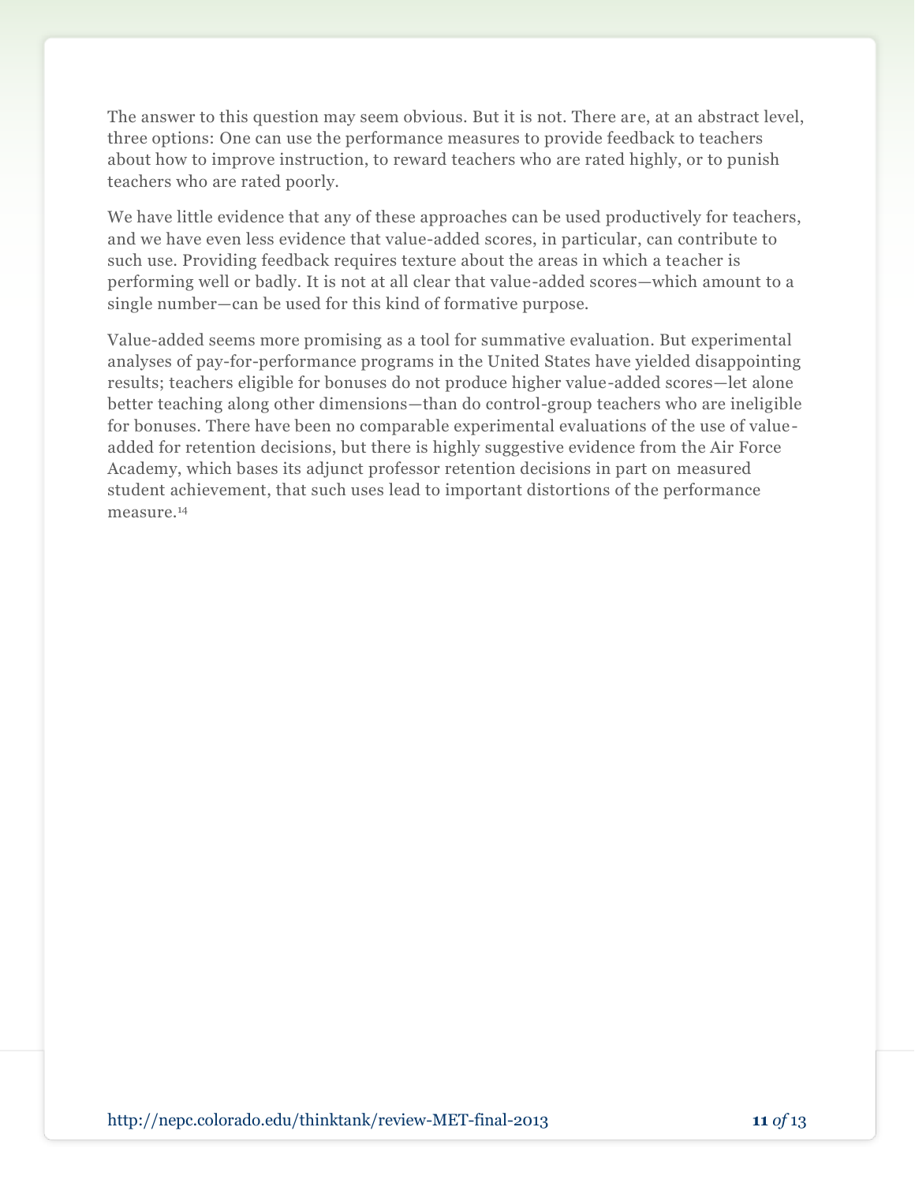The answer to this question may seem obvious. But it is not. There are, at an abstract level, three options: One can use the performance measures to provide feedback to teachers about how to improve instruction, to reward teachers who are rated highly, or to punish teachers who are rated poorly.

We have little evidence that any of these approaches can be used productively for teachers, and we have even less evidence that value-added scores, in particular, can contribute to such use. Providing feedback requires texture about the areas in which a teacher is performing well or badly. It is not at all clear that value-added scores—which amount to a single number—can be used for this kind of formative purpose.

Value-added seems more promising as a tool for summative evaluation. But experimental analyses of pay-for-performance programs in the United States have yielded disappointing results; teachers eligible for bonuses do not produce higher value-added scores—let alone better teaching along other dimensions—than do control-group teachers who are ineligible for bonuses. There have been no comparable experimental evaluations of the use of value-added for retention decisions, but there is highly suggestive evidence from the Air Force Academy, which bases its adjunct professor retention decisions in part on measured student achievement, that such uses lead to important distortions of the performance measure.[14]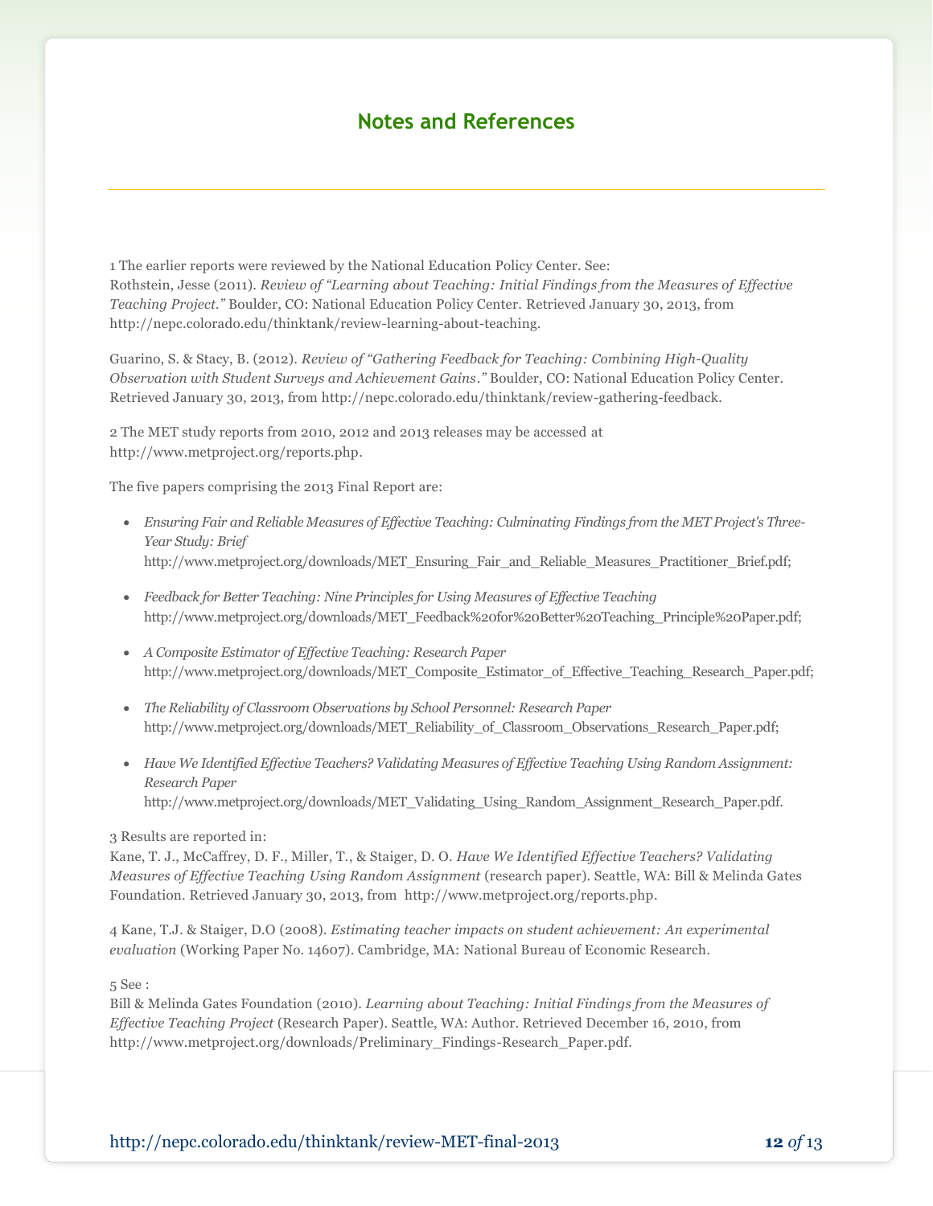## Notes and References

1 The earlier reports were reviewed by the National Education Policy Center. See:
Rothstein, Jesse (2011). *Review of "Learning about Teaching: Initial Findings from the Measures of Effective Teaching Project."* Boulder, CO: National Education Policy Center. Retrieved January 30, 2013, from http://nepc.colorado.edu/thinktank/review-learning-about-teaching.

Guarino, S. & Stacy, B. (2012). *Review of "Gathering Feedback for Teaching: Combining High-Quality Observation with Student Surveys and Achievement Gains."* Boulder, CO: National Education Policy Center. Retrieved January 30, 2013, from http://nepc.colorado.edu/thinktank/review-gathering-feedback.

2 The MET study reports from 2010, 2012 and 2013 releases may be accessed at http://www.metproject.org/reports.php.

The five papers comprising the 2013 Final Report are:

- *Ensuring Fair and Reliable Measures of Effective Teaching: Culminating Findings from the MET Project's Three-Year Study: Brief*
  http://www.metproject.org/downloads/MET_Ensuring_Fair_and_Reliable_Measures_Practitioner_Brief.pdf;
- *Feedback for Better Teaching: Nine Principles for Using Measures of Effective Teaching*
  http://www.metproject.org/downloads/MET_Feedback%20for%20Better%20Teaching_Principle%20Paper.pdf;
- *A Composite Estimator of Effective Teaching: Research Paper*
  http://www.metproject.org/downloads/MET_Composite_Estimator_of_Effective_Teaching_Research_Paper.pdf;
- *The Reliability of Classroom Observations by School Personnel: Research Paper*
  http://www.metproject.org/downloads/MET_Reliability_of_Classroom_Observations_Research_Paper.pdf;
- *Have We Identified Effective Teachers? Validating Measures of Effective Teaching Using Random Assignment: Research Paper*
  http://www.metproject.org/downloads/MET_Validating_Using_Random_Assignment_Research_Paper.pdf.

3 Results are reported in:
Kane, T. J., McCaffrey, D. F., Miller, T., & Staiger, D. O. *Have We Identified Effective Teachers? Validating Measures of Effective Teaching Using Random Assignment* (research paper). Seattle, WA: Bill & Melinda Gates Foundation. Retrieved January 30, 2013, from http://www.metproject.org/reports.php.

4 Kane, T.J. & Staiger, D.O (2008). *Estimating teacher impacts on student achievement: An experimental evaluation* (Working Paper No. 14607). Cambridge, MA: National Bureau of Economic Research.

5 See :
Bill & Melinda Gates Foundation (2010). *Learning about Teaching: Initial Findings from the Measures of Effective Teaching Project* (Research Paper). Seattle, WA: Author. Retrieved December 16, 2010, from http://www.metproject.org/downloads/Preliminary_Findings-Research_Paper.pdf.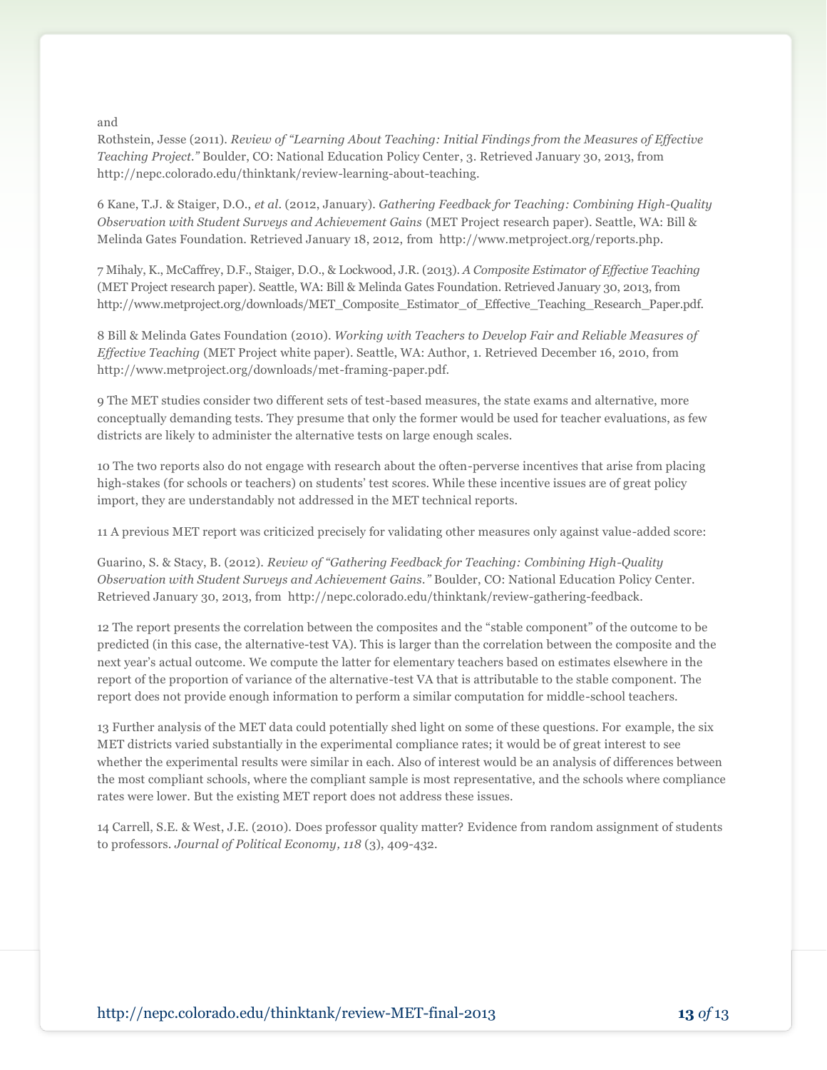and

Rothstein, Jesse (2011). *Review of "Learning About Teaching: Initial Findings from the Measures of Effective Teaching Project."* Boulder, CO: National Education Policy Center, 3. Retrieved January 30, 2013, from http://nepc.colorado.edu/thinktank/review-learning-about-teaching.

6 Kane, T.J. & Staiger, D.O., *et al*. (2012, January). *Gathering Feedback for Teaching: Combining High-Quality Observation with Student Surveys and Achievement Gains* (MET Project research paper). Seattle, WA: Bill & Melinda Gates Foundation. Retrieved January 18, 2012, from http://www.metproject.org/reports.php.

7 Mihaly, K., McCaffrey, D.F., Staiger, D.O., & Lockwood, J.R. (2013). *A Composite Estimator of Effective Teaching* (MET Project research paper). Seattle, WA: Bill & Melinda Gates Foundation. Retrieved January 30, 2013, from http://www.metproject.org/downloads/MET_Composite_Estimator_of_Effective_Teaching_Research_Paper.pdf.

8 Bill & Melinda Gates Foundation (2010). *Working with Teachers to Develop Fair and Reliable Measures of Effective Teaching* (MET Project white paper). Seattle, WA: Author, 1. Retrieved December 16, 2010, from http://www.metproject.org/downloads/met-framing-paper.pdf.

9 The MET studies consider two different sets of test-based measures, the state exams and alternative, more conceptually demanding tests. They presume that only the former would be used for teacher evaluations, as few districts are likely to administer the alternative tests on large enough scales.

10 The two reports also do not engage with research about the often-perverse incentives that arise from placing high-stakes (for schools or teachers) on students' test scores. While these incentive issues are of great policy import, they are understandably not addressed in the MET technical reports.

11 A previous MET report was criticized precisely for validating other measures only against value-added score:

Guarino, S. & Stacy, B. (2012). *Review of "Gathering Feedback for Teaching: Combining High-Quality Observation with Student Surveys and Achievement Gains."* Boulder, CO: National Education Policy Center. Retrieved January 30, 2013, from http://nepc.colorado.edu/thinktank/review-gathering-feedback.

12 The report presents the correlation between the composites and the "stable component" of the outcome to be predicted (in this case, the alternative-test VA). This is larger than the correlation between the composite and the next year's actual outcome. We compute the latter for elementary teachers based on estimates elsewhere in the report of the proportion of variance of the alternative-test VA that is attributable to the stable component. The report does not provide enough information to perform a similar computation for middle-school teachers.

13 Further analysis of the MET data could potentially shed light on some of these questions. For example, the six MET districts varied substantially in the experimental compliance rates; it would be of great interest to see whether the experimental results were similar in each. Also of interest would be an analysis of differences between the most compliant schools, where the compliant sample is most representative, and the schools where compliance rates were lower. But the existing MET report does not address these issues.

14 Carrell, S.E. & West, J.E. (2010). Does professor quality matter? Evidence from random assignment of students to professors. *Journal of Political Economy, 118* (3), 409-432.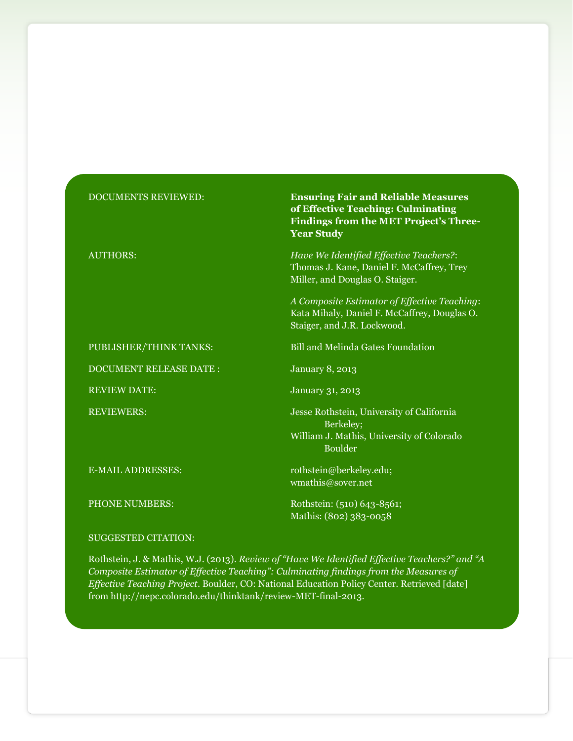| | |
|---|---|
| DOCUMENTS REVIEWED: | **Ensuring Fair and Reliable Measures of Effective Teaching: Culminating Findings from the MET Project's Three-Year Study** |
| AUTHORS: | *Have We Identified Effective Teachers?*: Thomas J. Kane, Daniel F. McCaffrey, Trey Miller, and Douglas O. Staiger. <br><br> *A Composite Estimator of Effective Teaching*: Kata Mihaly, Daniel F. McCaffrey, Douglas O. Staiger, and J.R. Lockwood. |
| PUBLISHER/THINK TANKS: | Bill and Melinda Gates Foundation |
| DOCUMENT RELEASE DATE : | January 8, 2013 |
| REVIEW DATE: | January 31, 2013 |
| REVIEWERS: | Jesse Rothstein, University of California Berkeley; <br> William J. Mathis, University of Colorado Boulder |
| E-MAIL ADDRESSES: | rothstein@berkeley.edu; <br> wmathis@sover.net |
| PHONE NUMBERS: | Rothstein: (510) 643-8561; <br> Mathis: (802) 383-0058 |

SUGGESTED CITATION:

Rothstein, J. & Mathis, W.J. (2013). *Review of "Have We Identified Effective Teachers?" and "A Composite Estimator of Effective Teaching": Culminating findings from the Measures of Effective Teaching Project*. Boulder, CO: National Education Policy Center. Retrieved [date] from http://nepc.colorado.edu/thinktank/review-MET-final-2013.